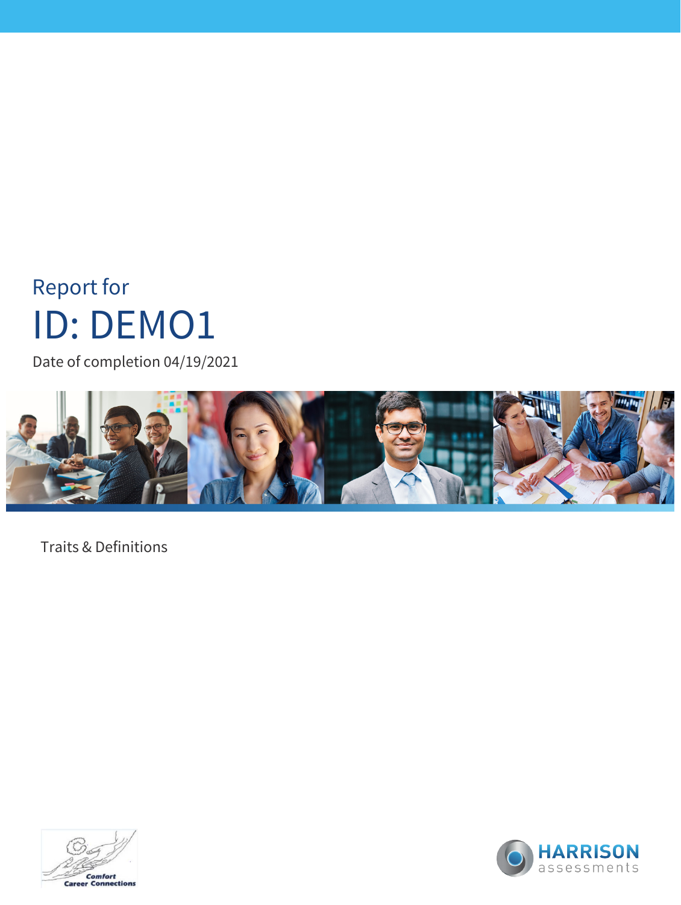Report for

# ID: DEMO1

Date of completion 04/19/2021

Traits & Definitions

Comfort Career Connections

HARRISON assessments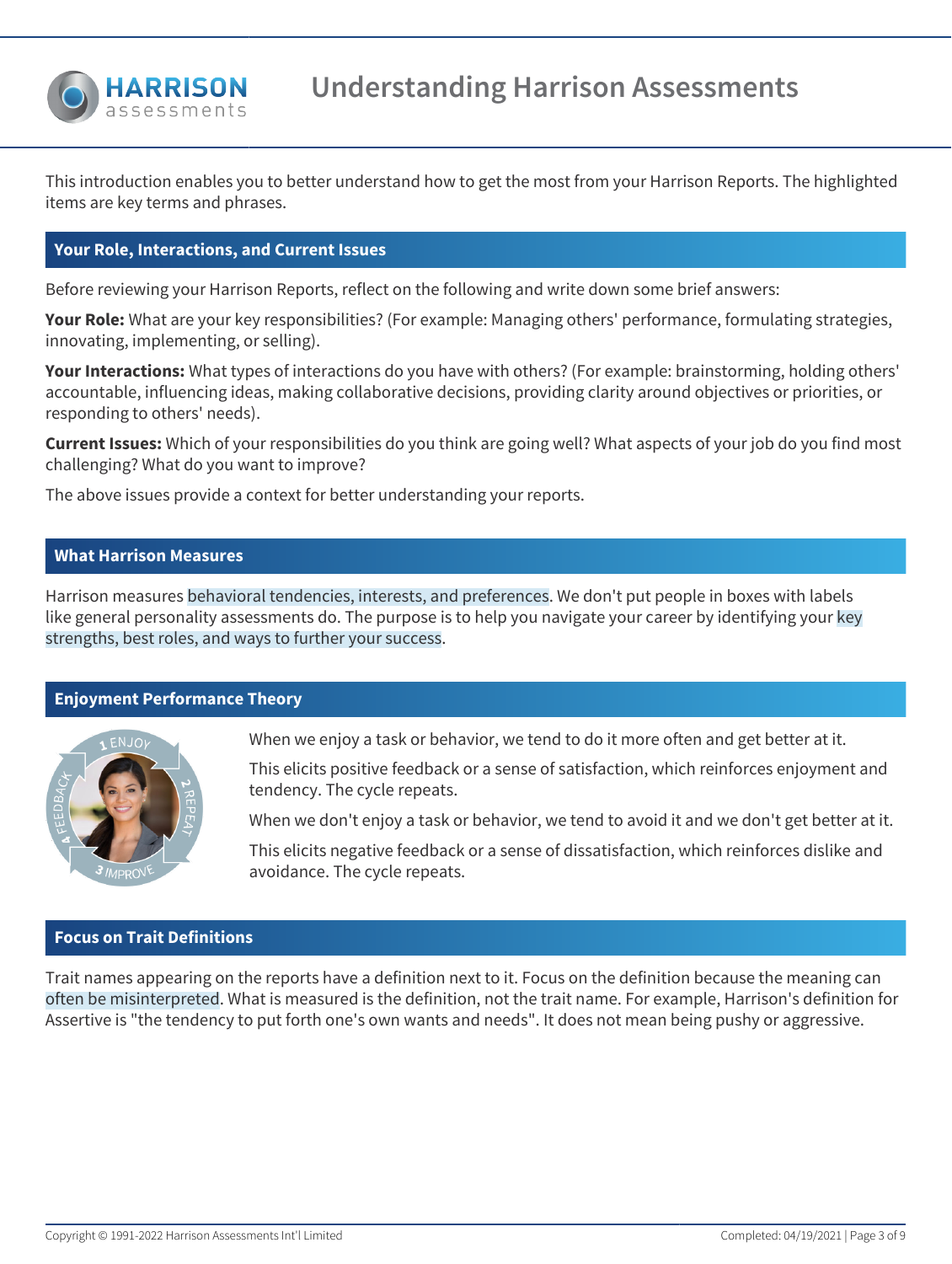# Understanding Harrison Assessments

This introduction enables you to better understand how to get the most from your Harrison Reports. The highlighted items are key terms and phrases.

## Your Role, Interactions, and Current Issues

Before reviewing your Harrison Reports, reflect on the following and write down some brief answers:

**Your Role:** What are your key responsibilities? (For example: Managing others' performance, formulating strategies, innovating, implementing, or selling).

**Your Interactions:** What types of interactions do you have with others? (For example: brainstorming, holding others' accountable, influencing ideas, making collaborative decisions, providing clarity around objectives or priorities, or responding to others' needs).

**Current Issues:** Which of your responsibilities do you think are going well? What aspects of your job do you find most challenging? What do you want to improve?

The above issues provide a context for better understanding your reports.

## What Harrison Measures

Harrison measures behavioral tendencies, interests, and preferences. We don't put people in boxes with labels like general personality assessments do. The purpose is to help you navigate your career by identifying your key strengths, best roles, and ways to further your success.

## Enjoyment Performance Theory

1 ENJOY
2 REPEAT
3 IMPROVE
4 FEEDBACK

When we enjoy a task or behavior, we tend to do it more often and get better at it.

This elicits positive feedback or a sense of satisfaction, which reinforces enjoyment and tendency. The cycle repeats.

When we don't enjoy a task or behavior, we tend to avoid it and we don't get better at it.

This elicits negative feedback or a sense of dissatisfaction, which reinforces dislike and avoidance. The cycle repeats.

## Focus on Trait Definitions

Trait names appearing on the reports have a definition next to it. Focus on the definition because the meaning can often be misinterpreted. What is measured is the definition, not the trait name. For example, Harrison's definition for Assertive is "the tendency to put forth one's own wants and needs". It does not mean being pushy or aggressive.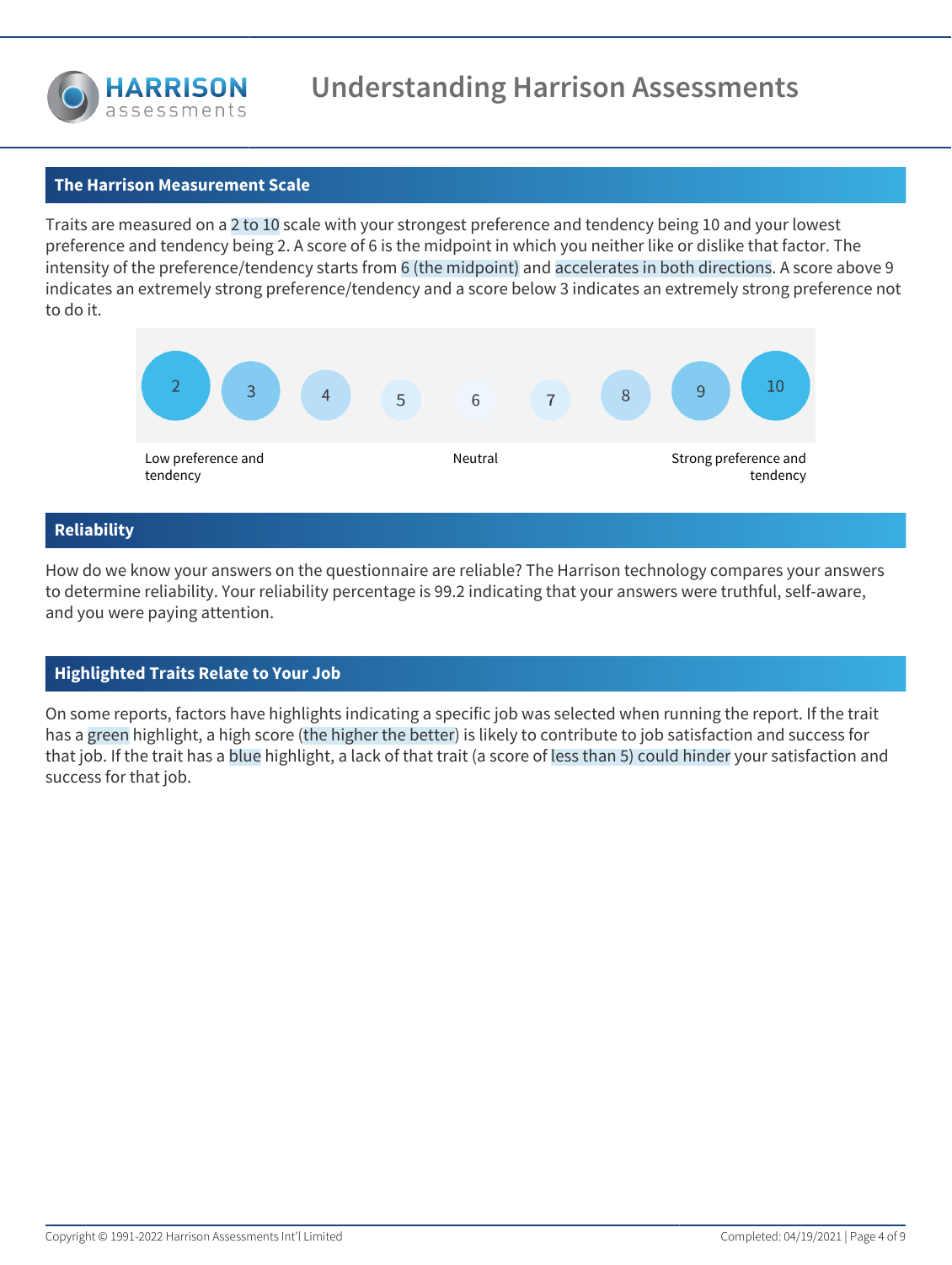# Understanding Harrison Assessments

## The Harrison Measurement Scale

Traits are measured on a 2 to 10 scale with your strongest preference and tendency being 10 and your lowest preference and tendency being 2. A score of 6 is the midpoint in which you neither like or dislike that factor. The intensity of the preference/tendency starts from 6 (the midpoint) and accelerates in both directions. A score above 9 indicates an extremely strong preference/tendency and a score below 3 indicates an extremely strong preference not to do it.

| 2 | 3 | 4 | 5 | 6 | 7 | 8 | 9 | 10 |
|---|---|---|---|---|---|---|---|---|
| Low preference and tendency | | | | Neutral | | | | Strong preference and tendency |

## Reliability

How do we know your answers on the questionnaire are reliable? The Harrison technology compares your answers to determine reliability. Your reliability percentage is 99.2 indicating that your answers were truthful, self-aware, and you were paying attention.

## Highlighted Traits Relate to Your Job

On some reports, factors have highlights indicating a specific job was selected when running the report. If the trait has a green highlight, a high score (the higher the better) is likely to contribute to job satisfaction and success for that job. If the trait has a blue highlight, a lack of that trait (a score of less than 5) could hinder your satisfaction and success for that job.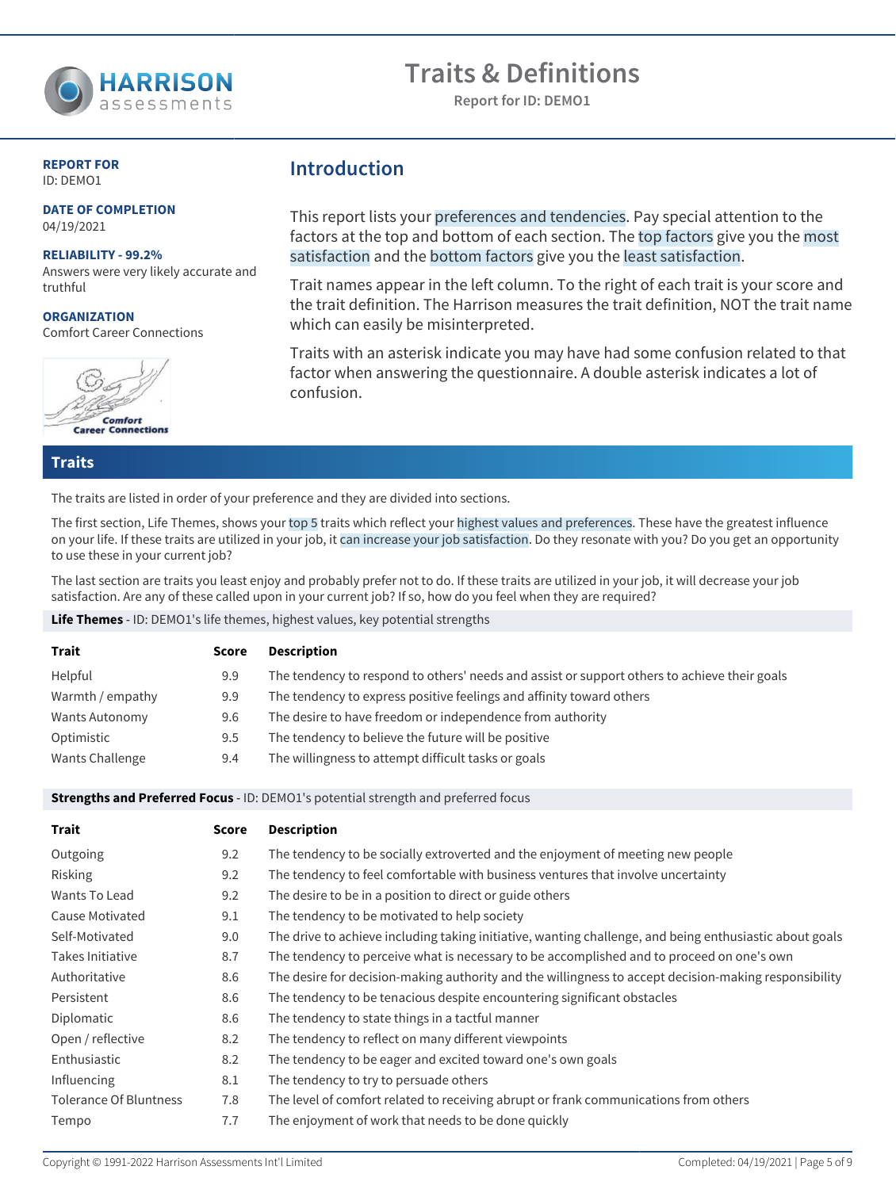# Traits & Definitions

Report for ID: DEMO1

**REPORT FOR**
ID: DEMO1

**DATE OF COMPLETION**
04/19/2021

**RELIABILITY - 99.2%**
Answers were very likely accurate and truthful

**ORGANIZATION**
Comfort Career Connections

## Introduction

This report lists your preferences and tendencies. Pay special attention to the factors at the top and bottom of each section. The top factors give you the most satisfaction and the bottom factors give you the least satisfaction.

Trait names appear in the left column. To the right of each trait is your score and the trait definition. The Harrison measures the trait definition, NOT the trait name which can easily be misinterpreted.

Traits with an asterisk indicate you may have had some confusion related to that factor when answering the questionnaire. A double asterisk indicates a lot of confusion.

## Traits

The traits are listed in order of your preference and they are divided into sections.

The first section, Life Themes, shows your top 5 traits which reflect your highest values and preferences. These have the greatest influence on your life. If these traits are utilized in your job, it can increase your job satisfaction. Do they resonate with you? Do you get an opportunity to use these in your current job?

The last section are traits you least enjoy and probably prefer not to do. If these traits are utilized in your job, it will decrease your job satisfaction. Are any of these called upon in your current job? If so, how do you feel when they are required?

**Life Themes** - ID: DEMO1's life themes, highest values, key potential strengths

| Trait | Score | Description |
|---|---|---|
| Helpful | 9.9 | The tendency to respond to others' needs and assist or support others to achieve their goals |
| Warmth / empathy | 9.9 | The tendency to express positive feelings and affinity toward others |
| Wants Autonomy | 9.6 | The desire to have freedom or independence from authority |
| Optimistic | 9.5 | The tendency to believe the future will be positive |
| Wants Challenge | 9.4 | The willingness to attempt difficult tasks or goals |

**Strengths and Preferred Focus** - ID: DEMO1's potential strength and preferred focus

| Trait | Score | Description |
|---|---|---|
| Outgoing | 9.2 | The tendency to be socially extroverted and the enjoyment of meeting new people |
| Risking | 9.2 | The tendency to feel comfortable with business ventures that involve uncertainty |
| Wants To Lead | 9.2 | The desire to be in a position to direct or guide others |
| Cause Motivated | 9.1 | The tendency to be motivated to help society |
| Self-Motivated | 9.0 | The drive to achieve including taking initiative, wanting challenge, and being enthusiastic about goals |
| Takes Initiative | 8.7 | The tendency to perceive what is necessary to be accomplished and to proceed on one's own |
| Authoritative | 8.6 | The desire for decision-making authority and the willingness to accept decision-making responsibility |
| Persistent | 8.6 | The tendency to be tenacious despite encountering significant obstacles |
| Diplomatic | 8.6 | The tendency to state things in a tactful manner |
| Open / reflective | 8.2 | The tendency to reflect on many different viewpoints |
| Enthusiastic | 8.2 | The tendency to be eager and excited toward one's own goals |
| Influencing | 8.1 | The tendency to try to persuade others |
| Tolerance Of Bluntness | 7.8 | The level of comfort related to receiving abrupt or frank communications from others |
| Tempo | 7.7 | The enjoyment of work that needs to be done quickly |

Copyright © 1991-2022 Harrison Assessments Int'l Limited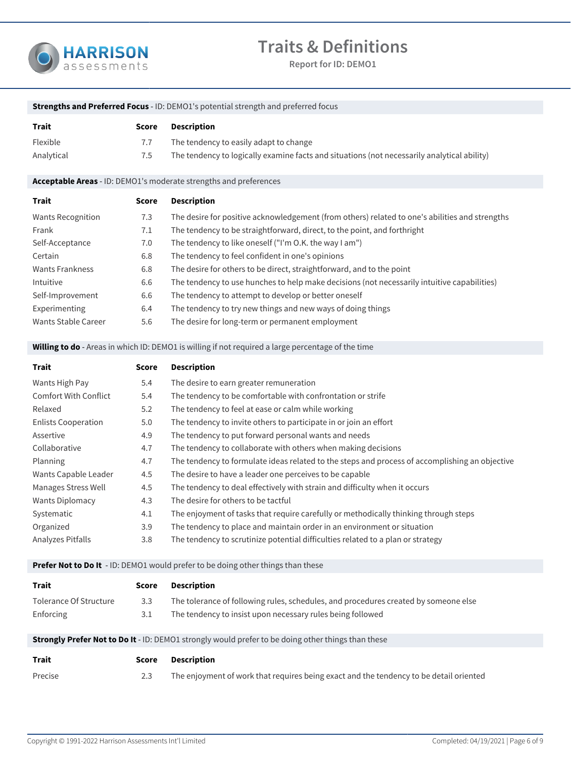# Traits & Definitions

**Report for ID: DEMO1**

**Strengths and Preferred Focus** - ID: DEMO1's potential strength and preferred focus

| Trait | Score | Description |
|---|---|---|
| Flexible | 7.7 | The tendency to easily adapt to change |
| Analytical | 7.5 | The tendency to logically examine facts and situations (not necessarily analytical ability) |

**Acceptable Areas** - ID: DEMO1's moderate strengths and preferences

| Trait | Score | Description |
|---|---|---|
| Wants Recognition | 7.3 | The desire for positive acknowledgement (from others) related to one's abilities and strengths |
| Frank | 7.1 | The tendency to be straightforward, direct, to the point, and forthright |
| Self-Acceptance | 7.0 | The tendency to like oneself ("I'm O.K. the way I am") |
| Certain | 6.8 | The tendency to feel confident in one's opinions |
| Wants Frankness | 6.8 | The desire for others to be direct, straightforward, and to the point |
| Intuitive | 6.6 | The tendency to use hunches to help make decisions (not necessarily intuitive capabilities) |
| Self-Improvement | 6.6 | The tendency to attempt to develop or better oneself |
| Experimenting | 6.4 | The tendency to try new things and new ways of doing things |
| Wants Stable Career | 5.6 | The desire for long-term or permanent employment |

**Willing to do** - Areas in which ID: DEMO1 is willing if not required a large percentage of the time

| Trait | Score | Description |
|---|---|---|
| Wants High Pay | 5.4 | The desire to earn greater remuneration |
| Comfort With Conflict | 5.4 | The tendency to be comfortable with confrontation or strife |
| Relaxed | 5.2 | The tendency to feel at ease or calm while working |
| Enlists Cooperation | 5.0 | The tendency to invite others to participate in or join an effort |
| Assertive | 4.9 | The tendency to put forward personal wants and needs |
| Collaborative | 4.7 | The tendency to collaborate with others when making decisions |
| Planning | 4.7 | The tendency to formulate ideas related to the steps and process of accomplishing an objective |
| Wants Capable Leader | 4.5 | The desire to have a leader one perceives to be capable |
| Manages Stress Well | 4.5 | The tendency to deal effectively with strain and difficulty when it occurs |
| Wants Diplomacy | 4.3 | The desire for others to be tactful |
| Systematic | 4.1 | The enjoyment of tasks that require carefully or methodically thinking through steps |
| Organized | 3.9 | The tendency to place and maintain order in an environment or situation |
| Analyzes Pitfalls | 3.8 | The tendency to scrutinize potential difficulties related to a plan or strategy |

**Prefer Not to Do It** - ID: DEMO1 would prefer to be doing other things than these

| Trait | Score | Description |
|---|---|---|
| Tolerance Of Structure | 3.3 | The tolerance of following rules, schedules, and procedures created by someone else |
| Enforcing | 3.1 | The tendency to insist upon necessary rules being followed |

**Strongly Prefer Not to Do It** - ID: DEMO1 strongly would prefer to be doing other things than these

| Trait | Score | Description |
|---|---|---|
| Precise | 2.3 | The enjoyment of work that requires being exact and the tendency to be detail oriented |

Copyright © 1991-2022 Harrison Assessments Int'l Limited

Completed: 04/19/2021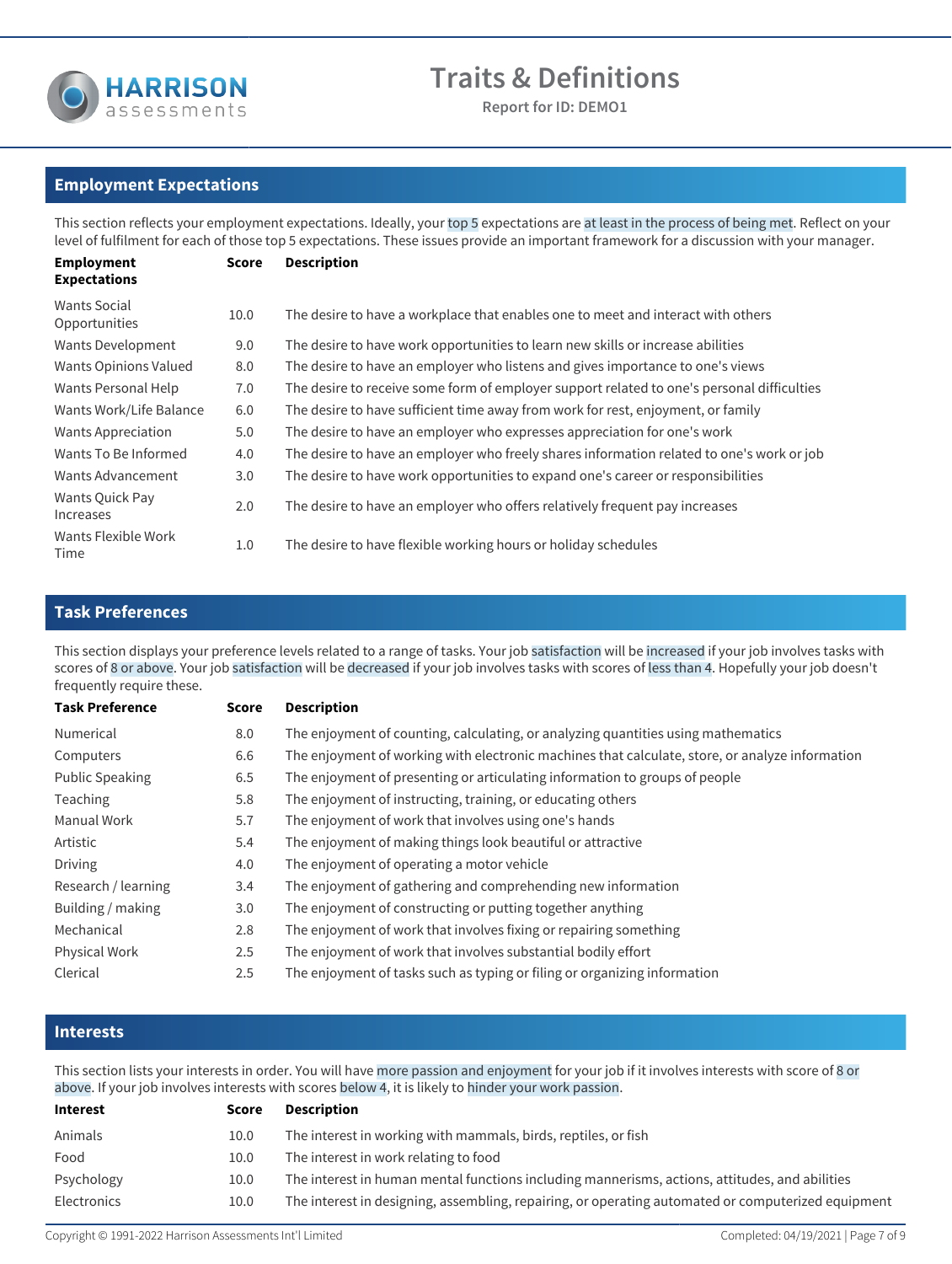# Traits & Definitions

**Report for ID: DEMO1**

## Employment Expectations

This section reflects your employment expectations. Ideally, your top 5 expectations are at least in the process of being met. Reflect on your level of fulfilment for each of those top 5 expectations. These issues provide an important framework for a discussion with your manager.

| Employment Expectations | Score | Description |
|---|---|---|
| Wants Social Opportunities | 10.0 | The desire to have a workplace that enables one to meet and interact with others |
| Wants Development | 9.0 | The desire to have work opportunities to learn new skills or increase abilities |
| Wants Opinions Valued | 8.0 | The desire to have an employer who listens and gives importance to one's views |
| Wants Personal Help | 7.0 | The desire to receive some form of employer support related to one's personal difficulties |
| Wants Work/Life Balance | 6.0 | The desire to have sufficient time away from work for rest, enjoyment, or family |
| Wants Appreciation | 5.0 | The desire to have an employer who expresses appreciation for one's work |
| Wants To Be Informed | 4.0 | The desire to have an employer who freely shares information related to one's work or job |
| Wants Advancement | 3.0 | The desire to have work opportunities to expand one's career or responsibilities |
| Wants Quick Pay Increases | 2.0 | The desire to have an employer who offers relatively frequent pay increases |
| Wants Flexible Work Time | 1.0 | The desire to have flexible working hours or holiday schedules |

## Task Preferences

This section displays your preference levels related to a range of tasks. Your job satisfaction will be increased if your job involves tasks with scores of 8 or above. Your job satisfaction will be decreased if your job involves tasks with scores of less than 4. Hopefully your job doesn't frequently require these.

| Task Preference | Score | Description |
|---|---|---|
| Numerical | 8.0 | The enjoyment of counting, calculating, or analyzing quantities using mathematics |
| Computers | 6.6 | The enjoyment of working with electronic machines that calculate, store, or analyze information |
| Public Speaking | 6.5 | The enjoyment of presenting or articulating information to groups of people |
| Teaching | 5.8 | The enjoyment of instructing, training, or educating others |
| Manual Work | 5.7 | The enjoyment of work that involves using one's hands |
| Artistic | 5.4 | The enjoyment of making things look beautiful or attractive |
| Driving | 4.0 | The enjoyment of operating a motor vehicle |
| Research / learning | 3.4 | The enjoyment of gathering and comprehending new information |
| Building / making | 3.0 | The enjoyment of constructing or putting together anything |
| Mechanical | 2.8 | The enjoyment of work that involves fixing or repairing something |
| Physical Work | 2.5 | The enjoyment of work that involves substantial bodily effort |
| Clerical | 2.5 | The enjoyment of tasks such as typing or filing or organizing information |

## Interests

This section lists your interests in order. You will have more passion and enjoyment for your job if it involves interests with score of 8 or above. If your job involves interests with scores below 4, it is likely to hinder your work passion.

| Interest | Score | Description |
|---|---|---|
| Animals | 10.0 | The interest in working with mammals, birds, reptiles, or fish |
| Food | 10.0 | The interest in work relating to food |
| Psychology | 10.0 | The interest in human mental functions including mannerisms, actions, attitudes, and abilities |
| Electronics | 10.0 | The interest in designing, assembling, repairing, or operating automated or computerized equipment |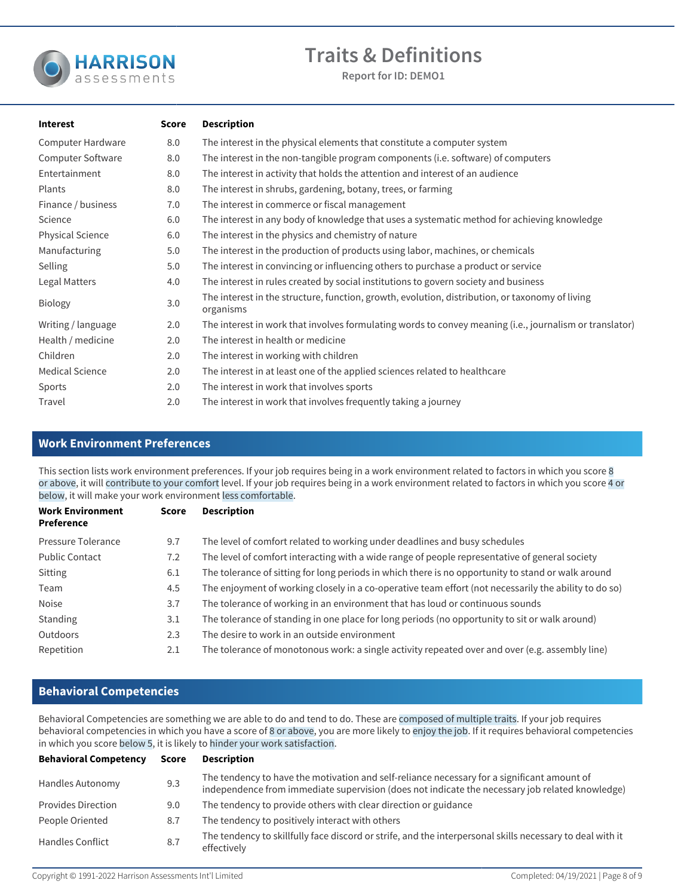# Traits & Definitions

**Report for ID: DEMO1**

| Interest | Score | Description |
|---|---|---|
| Computer Hardware | 8.0 | The interest in the physical elements that constitute a computer system |
| Computer Software | 8.0 | The interest in the non-tangible program components (i.e. software) of computers |
| Entertainment | 8.0 | The interest in activity that holds the attention and interest of an audience |
| Plants | 8.0 | The interest in shrubs, gardening, botany, trees, or farming |
| Finance / business | 7.0 | The interest in commerce or fiscal management |
| Science | 6.0 | The interest in any body of knowledge that uses a systematic method for achieving knowledge |
| Physical Science | 6.0 | The interest in the physics and chemistry of nature |
| Manufacturing | 5.0 | The interest in the production of products using labor, machines, or chemicals |
| Selling | 5.0 | The interest in convincing or influencing others to purchase a product or service |
| Legal Matters | 4.0 | The interest in rules created by social institutions to govern society and business |
| Biology | 3.0 | The interest in the structure, function, growth, evolution, distribution, or taxonomy of living organisms |
| Writing / language | 2.0 | The interest in work that involves formulating words to convey meaning (i.e., journalism or translator) |
| Health / medicine | 2.0 | The interest in health or medicine |
| Children | 2.0 | The interest in working with children |
| Medical Science | 2.0 | The interest in at least one of the applied sciences related to healthcare |
| Sports | 2.0 | The interest in work that involves sports |
| Travel | 2.0 | The interest in work that involves frequently taking a journey |

## Work Environment Preferences

This section lists work environment preferences. If your job requires being in a work environment related to factors in which you score 8 or above, it will contribute to your comfort level. If your job requires being in a work environment related to factors in which you score 4 or below, it will make your work environment less comfortable.

| Work Environment Preference | Score | Description |
|---|---|---|
| Pressure Tolerance | 9.7 | The level of comfort related to working under deadlines and busy schedules |
| Public Contact | 7.2 | The level of comfort interacting with a wide range of people representative of general society |
| Sitting | 6.1 | The tolerance of sitting for long periods in which there is no opportunity to stand or walk around |
| Team | 4.5 | The enjoyment of working closely in a co-operative team effort (not necessarily the ability to do so) |
| Noise | 3.7 | The tolerance of working in an environment that has loud or continuous sounds |
| Standing | 3.1 | The tolerance of standing in one place for long periods (no opportunity to sit or walk around) |
| Outdoors | 2.3 | The desire to work in an outside environment |
| Repetition | 2.1 | The tolerance of monotonous work: a single activity repeated over and over (e.g. assembly line) |

## Behavioral Competencies

Behavioral Competencies are something we are able to do and tend to do. These are composed of multiple traits. If your job requires behavioral competencies in which you have a score of 8 or above, you are more likely to enjoy the job. If it requires behavioral competencies in which you score below 5, it is likely to hinder your work satisfaction.

| Behavioral Competency | Score | Description |
|---|---|---|
| Handles Autonomy | 9.3 | The tendency to have the motivation and self-reliance necessary for a significant amount of independence from immediate supervision (does not indicate the necessary job related knowledge) |
| Provides Direction | 9.0 | The tendency to provide others with clear direction or guidance |
| People Oriented | 8.7 | The tendency to positively interact with others |
| Handles Conflict | 8.7 | The tendency to skillfully face discord or strife, and the interpersonal skills necessary to deal with it effectively |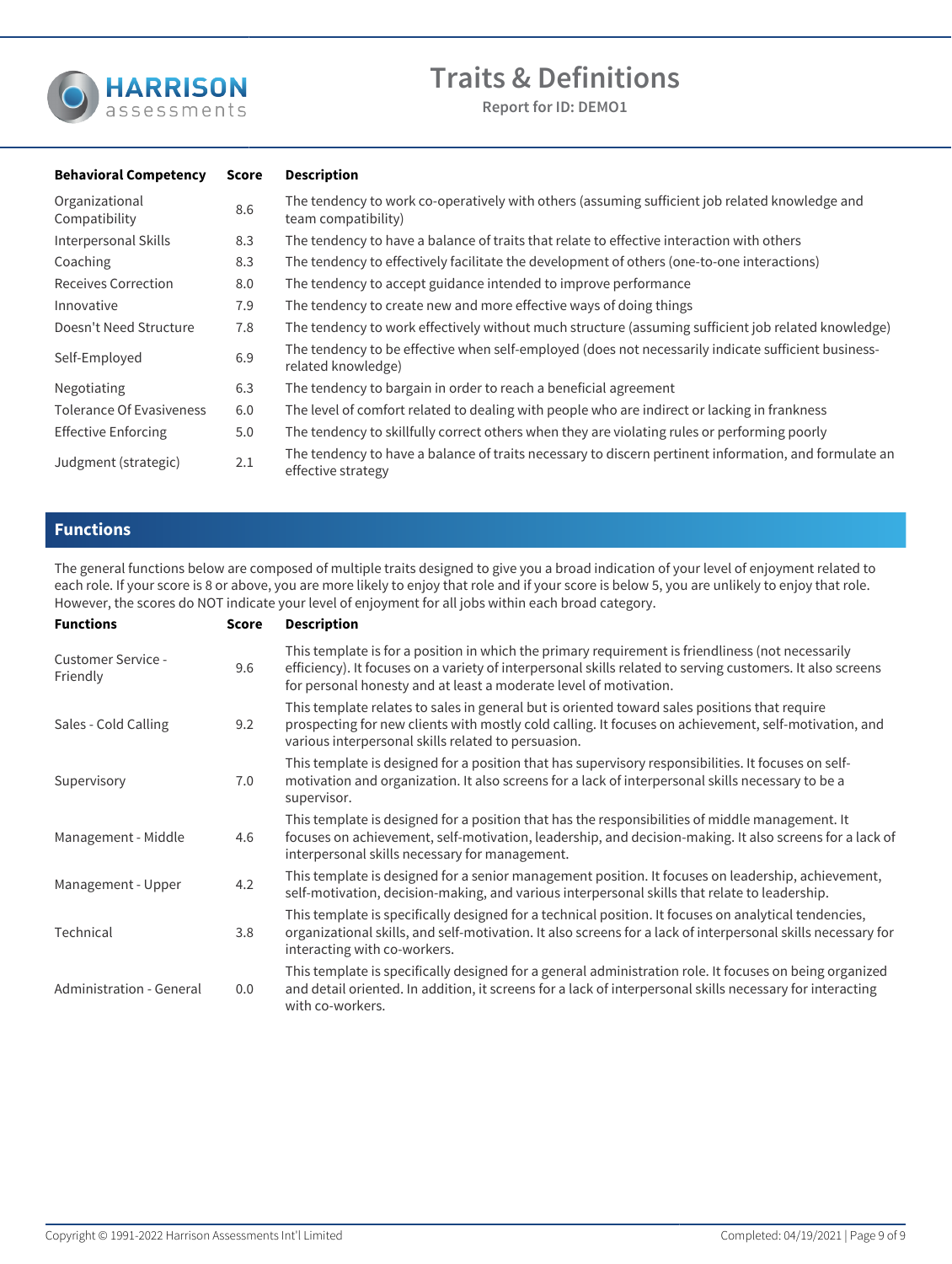# Traits & Definitions

**Report for ID: DEMO1**

| Behavioral Competency | Score | Description |
|---|---|---|
| Organizational Compatibility | 8.6 | The tendency to work co-operatively with others (assuming sufficient job related knowledge and team compatibility) |
| Interpersonal Skills | 8.3 | The tendency to have a balance of traits that relate to effective interaction with others |
| Coaching | 8.3 | The tendency to effectively facilitate the development of others (one-to-one interactions) |
| Receives Correction | 8.0 | The tendency to accept guidance intended to improve performance |
| Innovative | 7.9 | The tendency to create new and more effective ways of doing things |
| Doesn't Need Structure | 7.8 | The tendency to work effectively without much structure (assuming sufficient job related knowledge) |
| Self-Employed | 6.9 | The tendency to be effective when self-employed (does not necessarily indicate sufficient business-related knowledge) |
| Negotiating | 6.3 | The tendency to bargain in order to reach a beneficial agreement |
| Tolerance Of Evasiveness | 6.0 | The level of comfort related to dealing with people who are indirect or lacking in frankness |
| Effective Enforcing | 5.0 | The tendency to skillfully correct others when they are violating rules or performing poorly |
| Judgment (strategic) | 2.1 | The tendency to have a balance of traits necessary to discern pertinent information, and formulate an effective strategy |

## Functions

The general functions below are composed of multiple traits designed to give you a broad indication of your level of enjoyment related to each role. If your score is 8 or above, you are more likely to enjoy that role and if your score is below 5, you are unlikely to enjoy that role. However, the scores do NOT indicate your level of enjoyment for all jobs within each broad category.

| Functions | Score | Description |
|---|---|---|
| Customer Service - Friendly | 9.6 | This template is for a position in which the primary requirement is friendliness (not necessarily efficiency). It focuses on a variety of interpersonal skills related to serving customers. It also screens for personal honesty and at least a moderate level of motivation. |
| Sales - Cold Calling | 9.2 | This template relates to sales in general but is oriented toward sales positions that require prospecting for new clients with mostly cold calling. It focuses on achievement, self-motivation, and various interpersonal skills related to persuasion. |
| Supervisory | 7.0 | This template is designed for a position that has supervisory responsibilities. It focuses on self-motivation and organization. It also screens for a lack of interpersonal skills necessary to be a supervisor. |
| Management - Middle | 4.6 | This template is designed for a position that has the responsibilities of middle management. It focuses on achievement, self-motivation, leadership, and decision-making. It also screens for a lack of interpersonal skills necessary for management. |
| Management - Upper | 4.2 | This template is designed for a senior management position. It focuses on leadership, achievement, self-motivation, decision-making, and various interpersonal skills that relate to leadership. |
| Technical | 3.8 | This template is specifically designed for a technical position. It focuses on analytical tendencies, organizational skills, and self-motivation. It also screens for a lack of interpersonal skills necessary for interacting with co-workers. |
| Administration - General | 0.0 | This template is specifically designed for a general administration role. It focuses on being organized and detail oriented. In addition, it screens for a lack of interpersonal skills necessary for interacting with co-workers. |

Copyright © 1991-2022 Harrison Assessments Int'l Limited

Completed: 04/19/2021